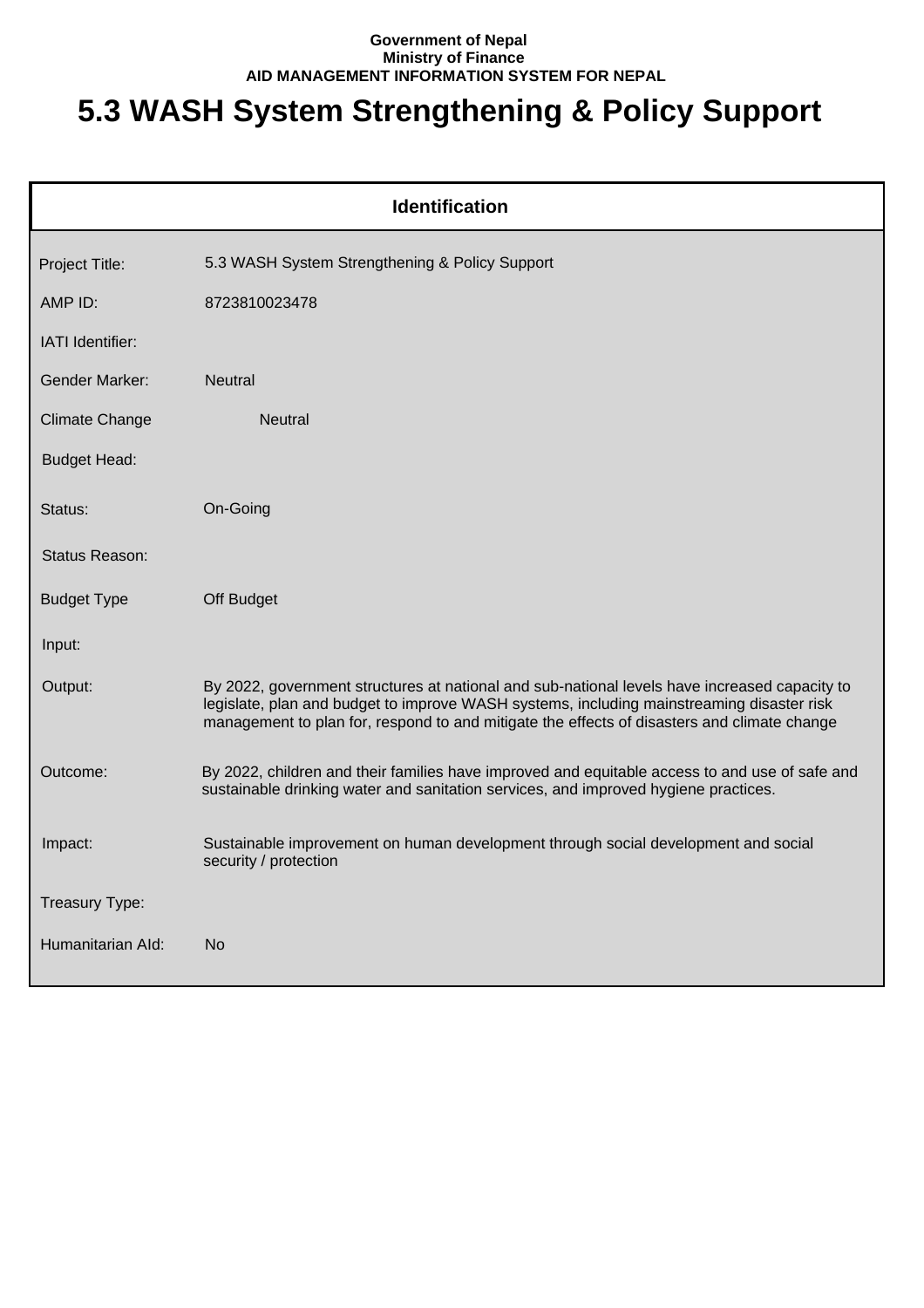**Government of Nepal**
**Ministry of Finance**
**AID MANAGEMENT INFORMATION SYSTEM FOR NEPAL**

# 5.3 WASH System Strengthening & Policy Support

| Identification | |
|---|---|
| Project Title: | 5.3 WASH System Strengthening & Policy Support |
| AMP ID: | 8723810023478 |
| IATI Identifier: | |
| Gender Marker: | Neutral |
| Climate Change | Neutral |
| Budget Head: | |
| Status: | On-Going |
| Status Reason: | |
| Budget Type | Off Budget |
| Input: | |
| Output: | By 2022, government structures at national and sub-national levels have increased capacity to legislate, plan and budget to improve WASH systems, including mainstreaming disaster risk management to plan for, respond to and mitigate the effects of disasters and climate change |
| Outcome: | By 2022, children and their families have improved and equitable access to and use of safe and sustainable drinking water and sanitation services, and improved hygiene practices. |
| Impact: | Sustainable improvement on human development through social development and social security / protection |
| Treasury Type: | |
| Humanitarian AId: | No |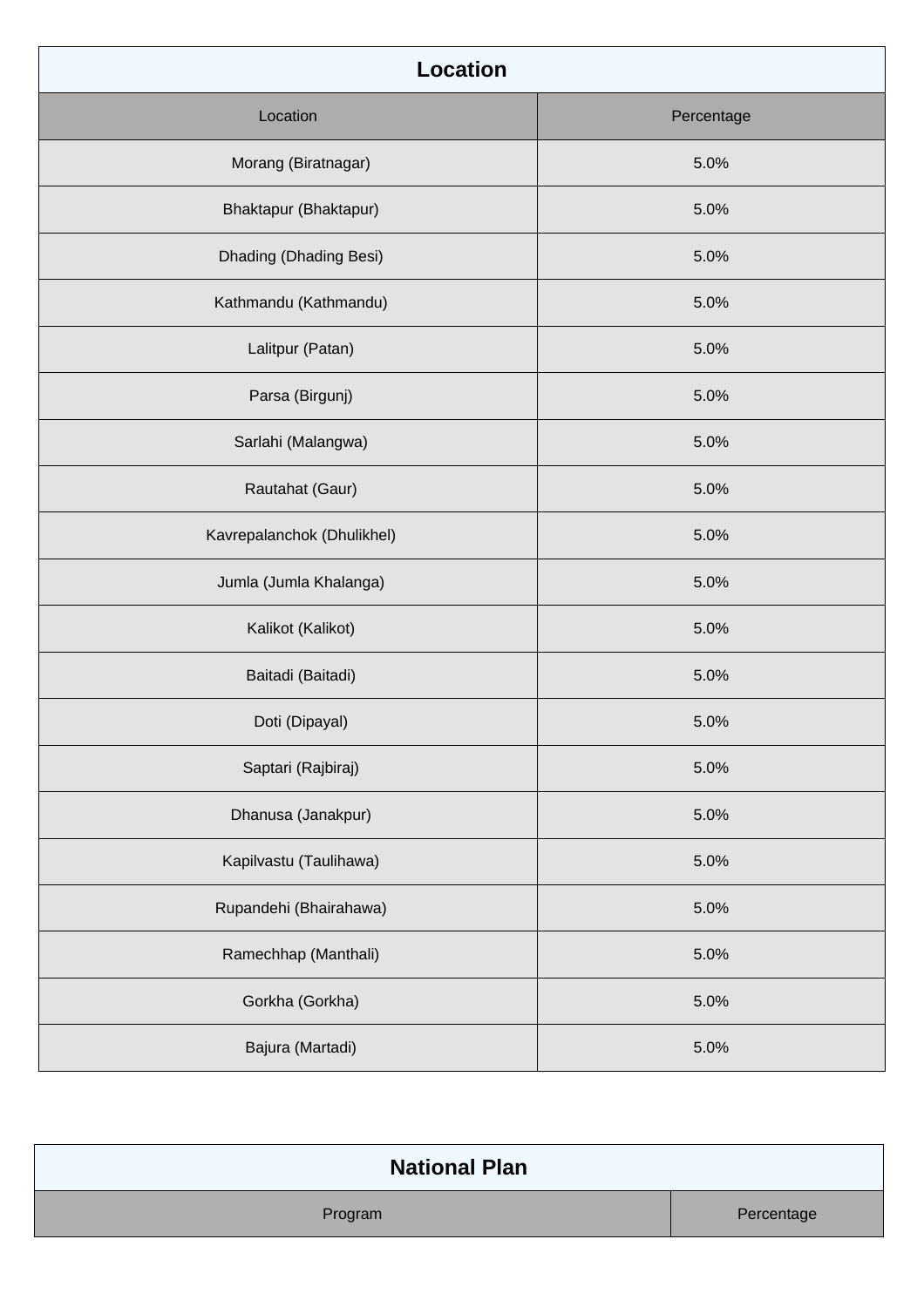## Location

| Location | Percentage |
| --- | --- |
| Morang (Biratnagar) | 5.0% |
| Bhaktapur (Bhaktapur) | 5.0% |
| Dhading (Dhading Besi) | 5.0% |
| Kathmandu (Kathmandu) | 5.0% |
| Lalitpur (Patan) | 5.0% |
| Parsa (Birgunj) | 5.0% |
| Sarlahi (Malangwa) | 5.0% |
| Rautahat (Gaur) | 5.0% |
| Kavrepalanchok (Dhulikhel) | 5.0% |
| Jumla (Jumla Khalanga) | 5.0% |
| Kalikot (Kalikot) | 5.0% |
| Baitadi (Baitadi) | 5.0% |
| Doti (Dipayal) | 5.0% |
| Saptari (Rajbiraj) | 5.0% |
| Dhanusa (Janakpur) | 5.0% |
| Kapilvastu (Taulihawa) | 5.0% |
| Rupandehi (Bhairahawa) | 5.0% |
| Ramechhap (Manthali) | 5.0% |
| Gorkha (Gorkha) | 5.0% |
| Bajura (Martadi) | 5.0% |

## National Plan

| Program | Percentage |
| --- | --- |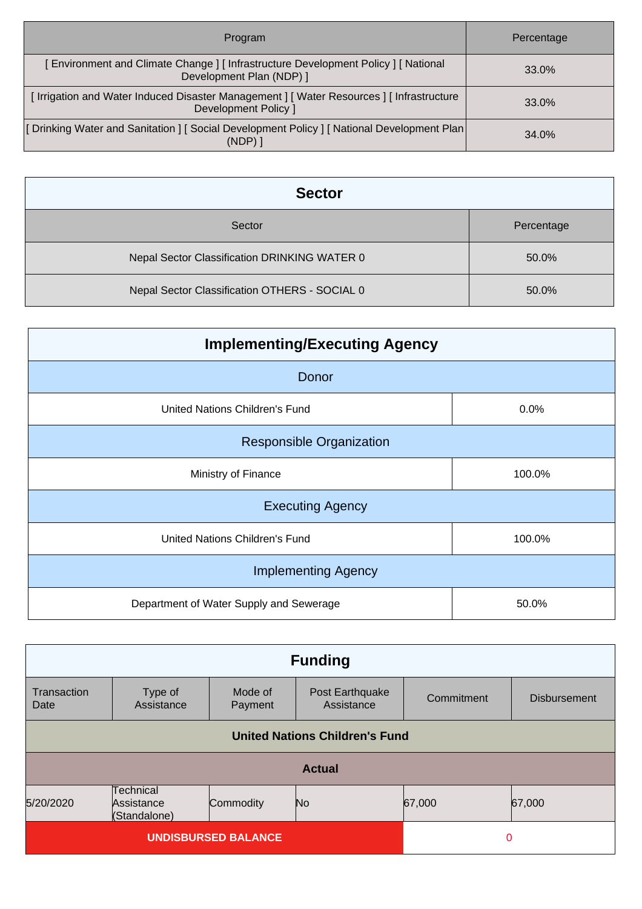| Program | Percentage |
| --- | --- |
| [ Environment and Climate Change ] [ Infrastructure Development Policy ] [ National Development Plan (NDP) ] | 33.0% |
| [ Irrigation and Water Induced Disaster Management ] [ Water Resources ] [ Infrastructure Development Policy ] | 33.0% |
| [ Drinking Water and Sanitation ] [ Social Development Policy ] [ National Development Plan (NDP) ] | 34.0% |

## Sector

| Sector | Percentage |
| --- | --- |
| Nepal Sector Classification DRINKING WATER 0 | 50.0% |
| Nepal Sector Classification OTHERS - SOCIAL 0 | 50.0% |

## Implementing/Executing Agency

| Donor | |
| --- | --- |
| United Nations Children's Fund | 0.0% |
| **Responsible Organization** | |
| Ministry of Finance | 100.0% |
| **Executing Agency** | |
| United Nations Children's Fund | 100.0% |
| **Implementing Agency** | |
| Department of Water Supply and Sewerage | 50.0% |

## Funding

| Transaction Date | Type of Assistance | Mode of Payment | Post Earthquake Assistance | Commitment | Disbursement |
| --- | --- | --- | --- | --- | --- |
| **United Nations Children's Fund** | | | | | |
| **Actual** | | | | | |
| 5/20/2020 | Technical Assistance (Standalone) | Commodity | No | 67,000 | 67,000 |
| **UNDISBURSED BALANCE** | | | | 0 | |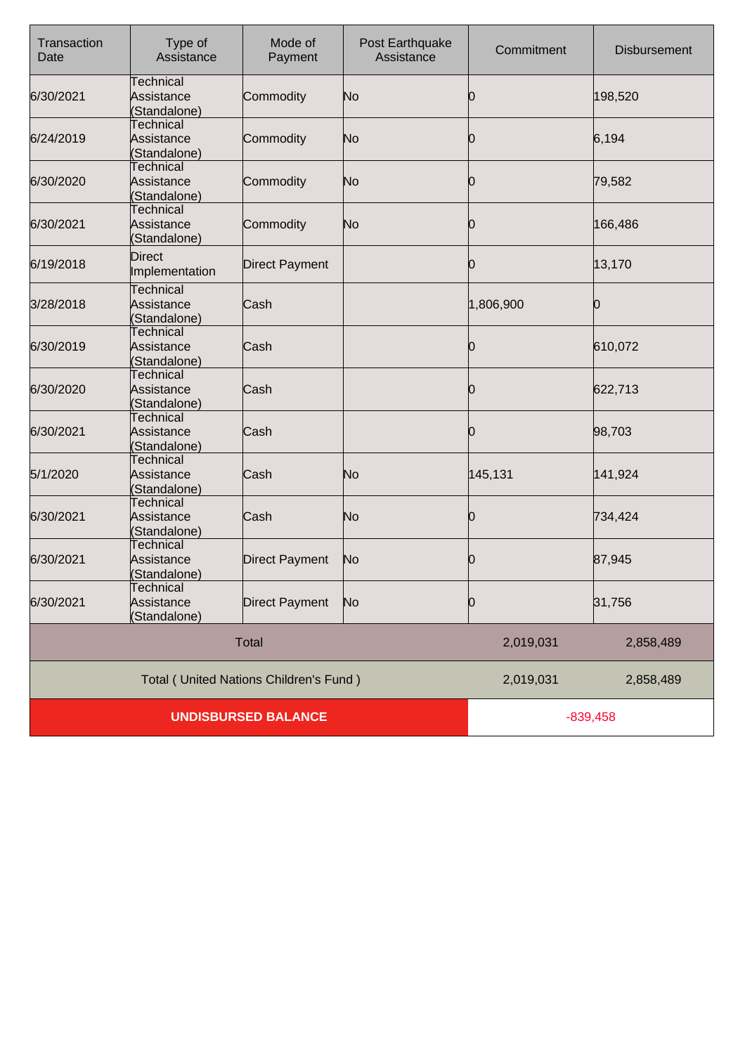| Transaction Date | Type of Assistance | Mode of Payment | Post Earthquake Assistance | Commitment | Disbursement |
|---|---|---|---|---|---|
| 6/30/2021 | Technical Assistance (Standalone) | Commodity | No | 0 | 198,520 |
| 6/24/2019 | Technical Assistance (Standalone) | Commodity | No | 0 | 6,194 |
| 6/30/2020 | Technical Assistance (Standalone) | Commodity | No | 0 | 79,582 |
| 6/30/2021 | Technical Assistance (Standalone) | Commodity | No | 0 | 166,486 |
| 6/19/2018 | Direct Implementation | Direct Payment | | 0 | 13,170 |
| 3/28/2018 | Technical Assistance (Standalone) | Cash | | 1,806,900 | 0 |
| 6/30/2019 | Technical Assistance (Standalone) | Cash | | 0 | 610,072 |
| 6/30/2020 | Technical Assistance (Standalone) | Cash | | 0 | 622,713 |
| 6/30/2021 | Technical Assistance (Standalone) | Cash | | 0 | 98,703 |
| 5/1/2020 | Technical Assistance (Standalone) | Cash | No | 145,131 | 141,924 |
| 6/30/2021 | Technical Assistance (Standalone) | Cash | No | 0 | 734,424 |
| 6/30/2021 | Technical Assistance (Standalone) | Direct Payment | No | 0 | 87,945 |
| 6/30/2021 | Technical Assistance (Standalone) | Direct Payment | No | 0 | 31,756 |
| Total | | | | 2,019,031 | 2,858,489 |
| Total ( United Nations Children's Fund ) | | | | 2,019,031 | 2,858,489 |
| **UNDISBURSED BALANCE** | | | | -839,458 | |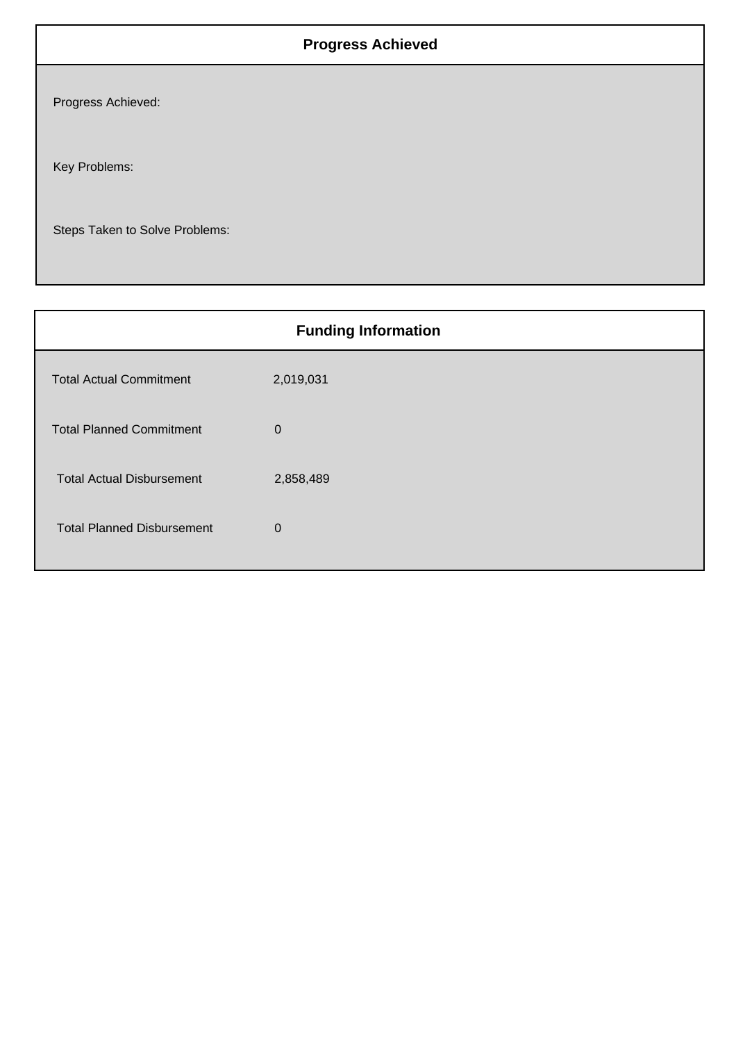## Progress Achieved

Progress Achieved:

Key Problems:

Steps Taken to Solve Problems:

## Funding Information

| | |
|---|---|
| Total Actual Commitment | 2,019,031 |
| Total Planned Commitment | 0 |
| Total Actual Disbursement | 2,858,489 |
| Total Planned Disbursement | 0 |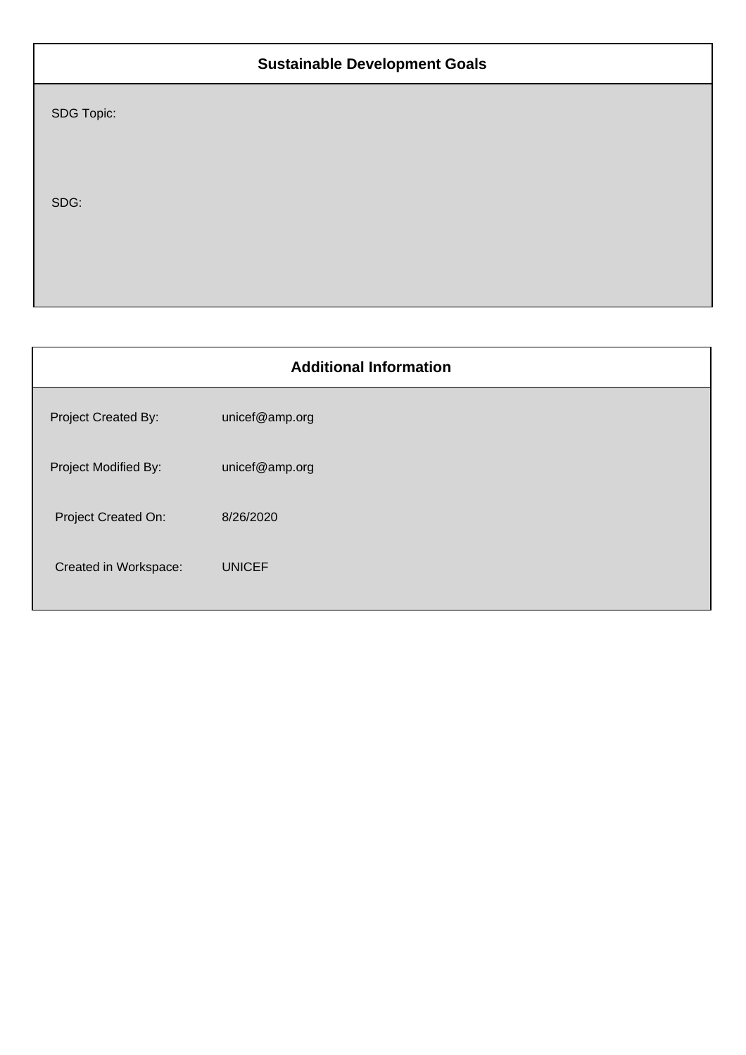## Sustainable Development Goals

SDG Topic:

SDG:

## Additional Information

| | |
|---|---|
| Project Created By: | unicef@amp.org |
| Project Modified By: | unicef@amp.org |
| Project Created On: | 8/26/2020 |
| Created in Workspace: | UNICEF |